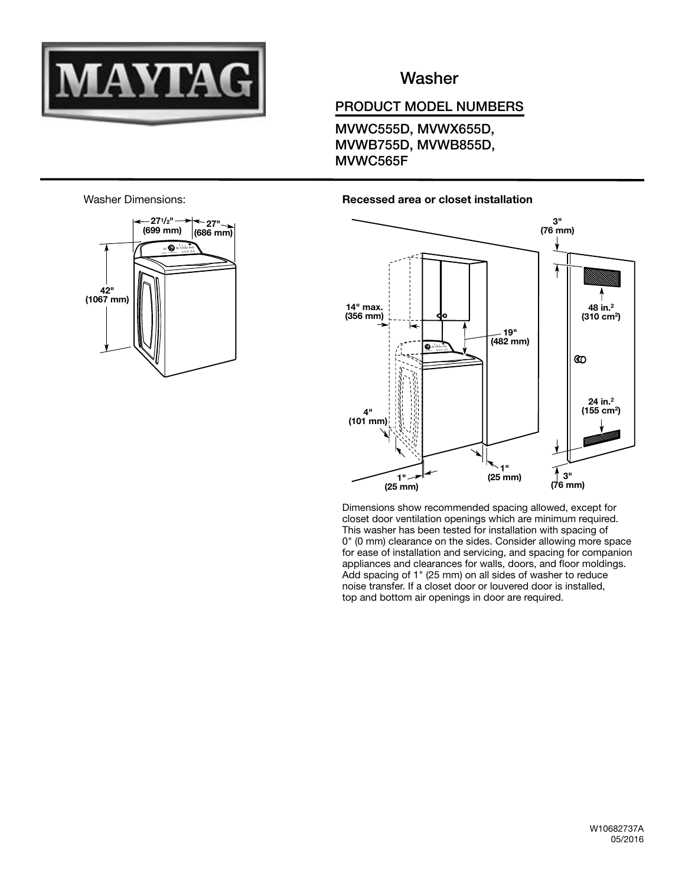MAYTAG

# Washer

## PRODUCT MODEL NUMBERS

MVWC555D, MVWX655D,
MVWB755D, MVWB855D,
MVWC565F

Washer Dimensions:

27½" (699 mm)
27" (686 mm)
42" (1067 mm)

**Recessed area or closet installation**

3" (76 mm)
14" max. (356 mm)
19" (482 mm)
48 in.² (310 cm²)
24 in.² (155 cm²)
4" (101 mm)
1" (25 mm)
1" (25 mm)
3" (76 mm)

Dimensions show recommended spacing allowed, except for closet door ventilation openings which are minimum required. This washer has been tested for installation with spacing of 0" (0 mm) clearance on the sides. Consider allowing more space for ease of installation and servicing, and spacing for companion appliances and clearances for walls, doors, and floor moldings. Add spacing of 1" (25 mm) on all sides of washer to reduce noise transfer. If a closet door or louvered door is installed, top and bottom air openings in door are required.

W10682737A
05/2016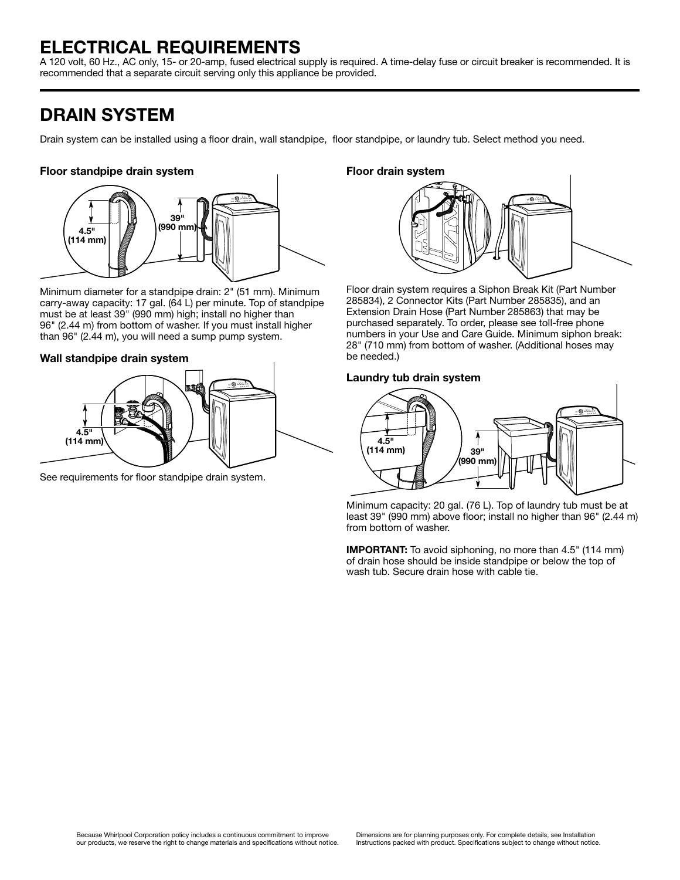## ELECTRICAL REQUIREMENTS

A 120 volt, 60 Hz., AC only, 15- or 20-amp, fused electrical supply is required. A time-delay fuse or circuit breaker is recommended. It is recommended that a separate circuit serving only this appliance be provided.

## DRAIN SYSTEM

Drain system can be installed using a floor drain, wall standpipe, floor standpipe, or laundry tub. Select method you need.

### Floor standpipe drain system

39" (990 mm)

4.5" (114 mm)

Minimum diameter for a standpipe drain: 2" (51 mm). Minimum carry-away capacity: 17 gal. (64 L) per minute. Top of standpipe must be at least 39" (990 mm) high; install no higher than 96" (2.44 m) from bottom of washer. If you must install higher than 96" (2.44 m), you will need a sump pump system.

### Wall standpipe drain system

4.5" (114 mm)

See requirements for floor standpipe drain system.

### Floor drain system

Floor drain system requires a Siphon Break Kit (Part Number 285834), 2 Connector Kits (Part Number 285835), and an Extension Drain Hose (Part Number 285863) that may be purchased separately. To order, please see toll-free phone numbers in your Use and Care Guide. Minimum siphon break: 28" (710 mm) from bottom of washer. (Additional hoses may be needed.)

### Laundry tub drain system

4.5" (114 mm)

39" (990 mm)

Minimum capacity: 20 gal. (76 L). Top of laundry tub must be at least 39" (990 mm) above floor; install no higher than 96" (2.44 m) from bottom of washer.

**IMPORTANT:** To avoid siphoning, no more than 4.5" (114 mm) of drain hose should be inside standpipe or below the top of wash tub. Secure drain hose with cable tie.

Because Whirlpool Corporation policy includes a continuous commitment to improve our products, we reserve the right to change materials and specifications without notice.

Dimensions are for planning purposes only. For complete details, see Installation Instructions packed with product. Specifications subject to change without notice.